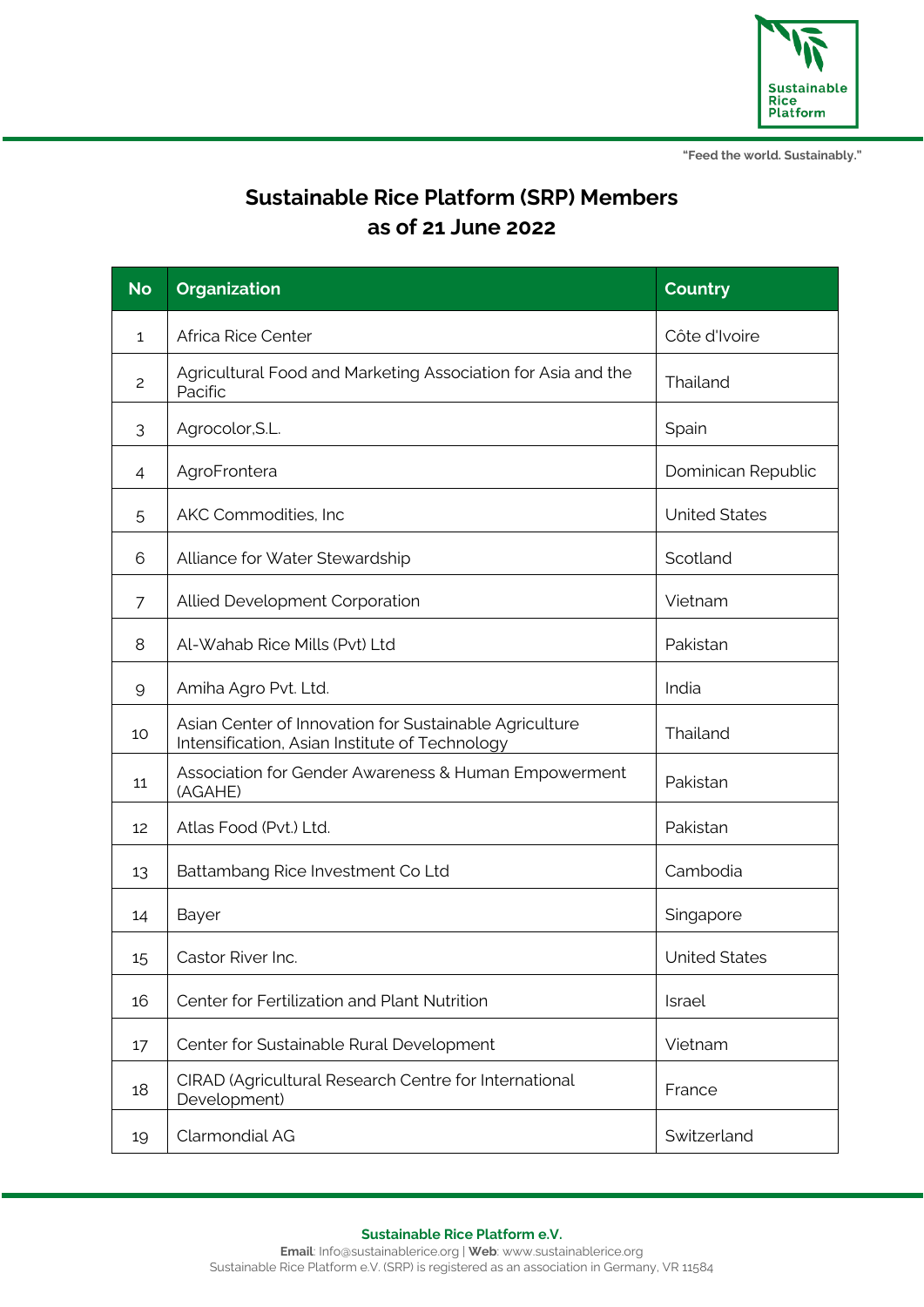"Feed the world. Sustainably."

# Sustainable Rice Platform (SRP) Members
## as of 21 June 2022

| No | Organization | Country |
|---|---|---|
| 1 | Africa Rice Center | Côte d'Ivoire |
| 2 | Agricultural Food and Marketing Association for Asia and the Pacific | Thailand |
| 3 | Agrocolor,S.L. | Spain |
| 4 | AgroFrontera | Dominican Republic |
| 5 | AKC Commodities, Inc | United States |
| 6 | Alliance for Water Stewardship | Scotland |
| 7 | Allied Development Corporation | Vietnam |
| 8 | Al-Wahab Rice Mills (Pvt) Ltd | Pakistan |
| 9 | Amiha Agro Pvt. Ltd. | India |
| 10 | Asian Center of Innovation for Sustainable Agriculture Intensification, Asian Institute of Technology | Thailand |
| 11 | Association for Gender Awareness & Human Empowerment (AGAHE) | Pakistan |
| 12 | Atlas Food (Pvt.) Ltd. | Pakistan |
| 13 | Battambang Rice Investment Co Ltd | Cambodia |
| 14 | Bayer | Singapore |
| 15 | Castor River Inc. | United States |
| 16 | Center for Fertilization and Plant Nutrition | Israel |
| 17 | Center for Sustainable Rural Development | Vietnam |
| 18 | CIRAD (Agricultural Research Centre for International Development) | France |
| 19 | Clarmondial AG | Switzerland |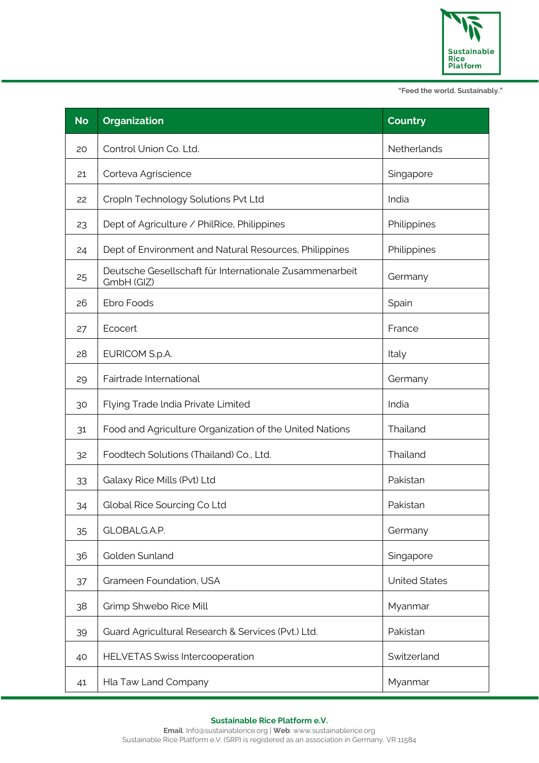| No | Organization | Country |
|---|---|---|
| 20 | Control Union Co. Ltd. | Netherlands |
| 21 | Corteva Agriscience | Singapore |
| 22 | CropIn Technology Solutions Pvt Ltd | India |
| 23 | Dept of Agriculture / PhilRice, Philippines | Philippines |
| 24 | Dept of Environment and Natural Resources, Philippines | Philippines |
| 25 | Deutsche Gesellschaft für Internationale Zusammenarbeit GmbH (GIZ) | Germany |
| 26 | Ebro Foods | Spain |
| 27 | Ecocert | France |
| 28 | EURICOM S.p.A. | Italy |
| 29 | Fairtrade International | Germany |
| 30 | Flying Trade India Private Limited | India |
| 31 | Food and Agriculture Organization of the United Nations | Thailand |
| 32 | Foodtech Solutions (Thailand) Co., Ltd. | Thailand |
| 33 | Galaxy Rice Mills (Pvt) Ltd | Pakistan |
| 34 | Global Rice Sourcing Co Ltd | Pakistan |
| 35 | GLOBALG.A.P. | Germany |
| 36 | Golden Sunland | Singapore |
| 37 | Grameen Foundation, USA | United States |
| 38 | Grimp Shwebo Rice Mill | Myanmar |
| 39 | Guard Agricultural Research & Services (Pvt.) Ltd. | Pakistan |
| 40 | HELVETAS Swiss Intercooperation | Switzerland |
| 41 | Hla Taw Land Company | Myanmar |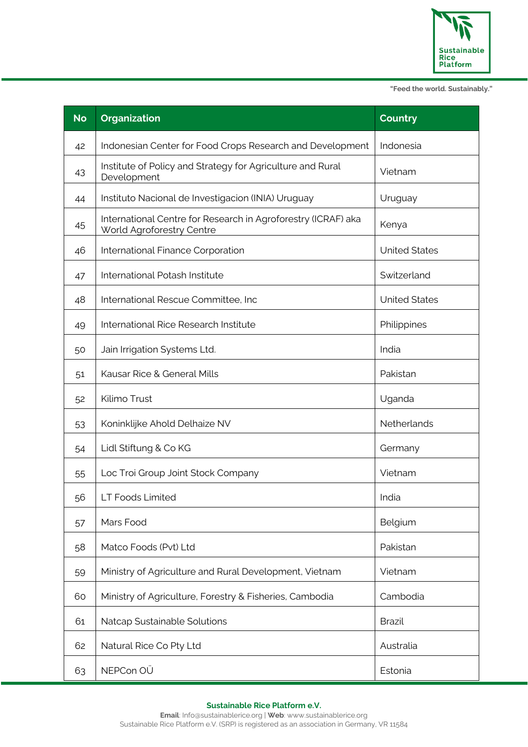| No | Organization | Country |
|---|---|---|
| 42 | Indonesian Center for Food Crops Research and Development | Indonesia |
| 43 | Institute of Policy and Strategy for Agriculture and Rural Development | Vietnam |
| 44 | Instituto Nacional de Investigacion (INIA) Uruguay | Uruguay |
| 45 | International Centre for Research in Agroforestry (ICRAF) aka World Agroforestry Centre | Kenya |
| 46 | International Finance Corporation | United States |
| 47 | International Potash Institute | Switzerland |
| 48 | International Rescue Committee, Inc | United States |
| 49 | International Rice Research Institute | Philippines |
| 50 | Jain Irrigation Systems Ltd. | India |
| 51 | Kausar Rice & General Mills | Pakistan |
| 52 | Kilimo Trust | Uganda |
| 53 | Koninklijke Ahold Delhaize NV | Netherlands |
| 54 | Lidl Stiftung & Co KG | Germany |
| 55 | Loc Troi Group Joint Stock Company | Vietnam |
| 56 | LT Foods Limited | India |
| 57 | Mars Food | Belgium |
| 58 | Matco Foods (Pvt) Ltd | Pakistan |
| 59 | Ministry of Agriculture and Rural Development, Vietnam | Vietnam |
| 60 | Ministry of Agriculture, Forestry & Fisheries, Cambodia | Cambodia |
| 61 | Natcap Sustainable Solutions | Brazil |
| 62 | Natural Rice Co Pty Ltd | Australia |
| 63 | NEPCon OÜ | Estonia |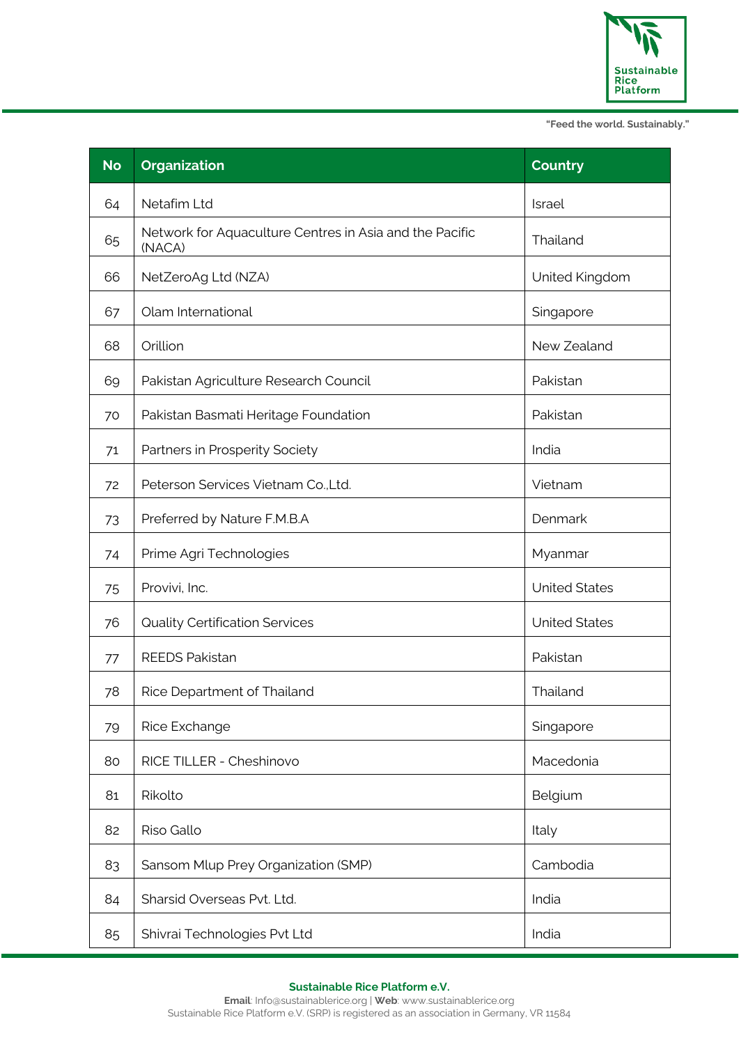| No | Organization | Country |
|---|---|---|
| 64 | Netafim Ltd | Israel |
| 65 | Network for Aquaculture Centres in Asia and the Pacific (NACA) | Thailand |
| 66 | NetZeroAg Ltd (NZA) | United Kingdom |
| 67 | Olam International | Singapore |
| 68 | Orillion | New Zealand |
| 69 | Pakistan Agriculture Research Council | Pakistan |
| 70 | Pakistan Basmati Heritage Foundation | Pakistan |
| 71 | Partners in Prosperity Society | India |
| 72 | Peterson Services Vietnam Co.,Ltd. | Vietnam |
| 73 | Preferred by Nature F.M.B.A | Denmark |
| 74 | Prime Agri Technologies | Myanmar |
| 75 | Provivi, Inc. | United States |
| 76 | Quality Certification Services | United States |
| 77 | REEDS Pakistan | Pakistan |
| 78 | Rice Department of Thailand | Thailand |
| 79 | Rice Exchange | Singapore |
| 80 | RICE TILLER - Cheshinovo | Macedonia |
| 81 | Rikolto | Belgium |
| 82 | Riso Gallo | Italy |
| 83 | Sansom Mlup Prey Organization (SMP) | Cambodia |
| 84 | Sharsid Overseas Pvt. Ltd. | India |
| 85 | Shivrai Technologies Pvt Ltd | India |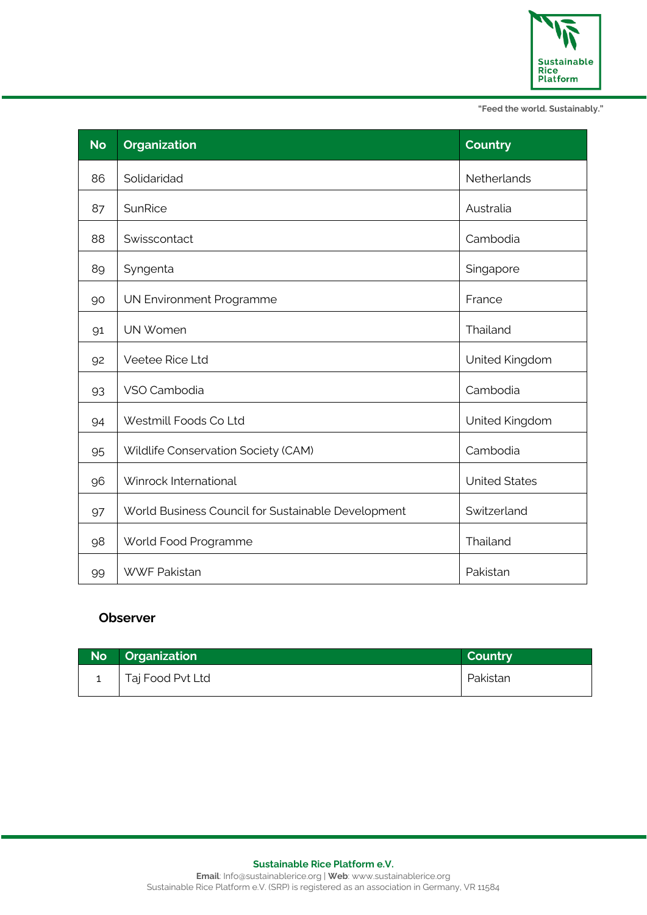| No | Organization | Country |
| --- | --- | --- |
| 86 | Solidaridad | Netherlands |
| 87 | SunRice | Australia |
| 88 | Swisscontact | Cambodia |
| 89 | Syngenta | Singapore |
| 90 | UN Environment Programme | France |
| 91 | UN Women | Thailand |
| 92 | Veetee Rice Ltd | United Kingdom |
| 93 | VSO Cambodia | Cambodia |
| 94 | Westmill Foods Co Ltd | United Kingdom |
| 95 | Wildlife Conservation Society (CAM) | Cambodia |
| 96 | Winrock International | United States |
| 97 | World Business Council for Sustainable Development | Switzerland |
| 98 | World Food Programme | Thailand |
| 99 | WWF Pakistan | Pakistan |

### Observer

| No | Organization | Country |
| --- | --- | --- |
| 1 | Taj Food Pvt Ltd | Pakistan |